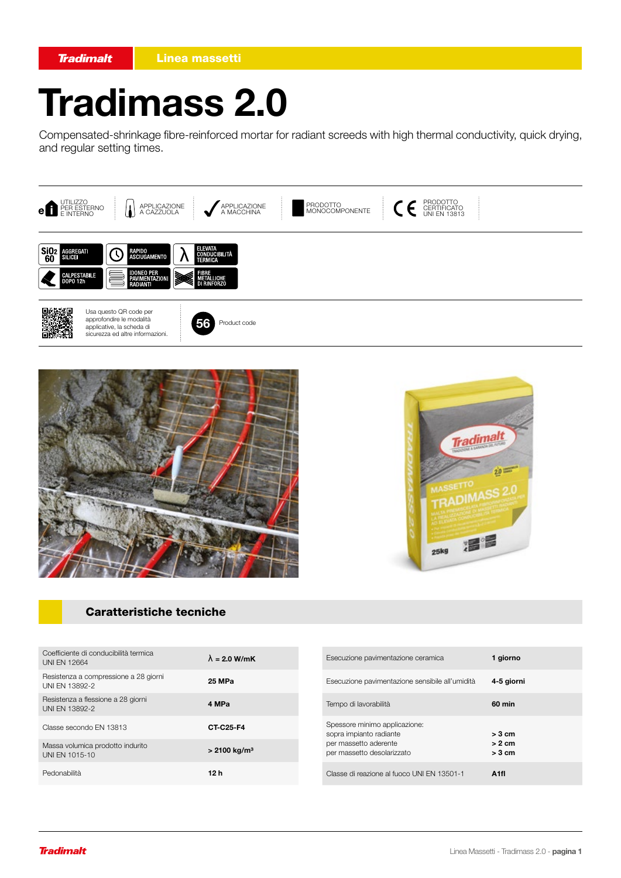Tradimalt | Linea massetti

# Tradimass 2.0

Compensated-shrinkage fibre-reinforced mortar for radiant screeds with high thermal conductivity, quick drying, and regular setting times.

UTILIZZO PER ESTERNO E INTERNO | APPLICAZIONE A CAZZUOLA | APPLICAZIONE A MACCHINA | PRODOTTO MONOCOMPONENTE | PRODOTTO CERTIFICATO UNI EN 13813

$SiO_2$ 60 AGGREGATI SILICEI | RAPIDO ASCIUGAMENTO | ELEVATA CONDUCIBILITÀ TERMICA

CALPESTABILE DOPO 12h | IDONEO PER PAVIMENTAZIONI RADIANTI | FIBRE METALLICHE DI RINFORZO

Usa questo QR code per approfondire le modalità applicative, la scheda di sicurezza ed altre informazioni.

56 Product code

## Caratteristiche tecniche

| | |
|---|---|
| Coefficiente di conducibilità termica UNI EN 12664 | **λ = 2.0 W/mK** |
| Resistenza a compressione a 28 giorni UNI EN 13892-2 | **25 MPa** |
| Resistenza a flessione a 28 giorni UNI EN 13892-2 | **4 MPa** |
| Classe secondo EN 13813 | **CT-C25-F4** |
| Massa volumica prodotto indurito UNI EN 1015-10 | **> 2100 kg/m³** |
| Pedonabilità | **12 h** |

| | |
|---|---|
| Esecuzione pavimentazione ceramica | **1 giorno** |
| Esecuzione pavimentazione sensibile all'umidità | **4-5 giorni** |
| Tempo di lavorabilità | **60 min** |
| Spessore minimo applicazione:<br>sopra impianto radiante<br>per massetto aderente<br>per massetto desolarizzato | <br>**> 3 cm**<br>**> 2 cm**<br>**> 3 cm** |
| Classe di reazione al fuoco UNI EN 13501-1 | **A1fl** |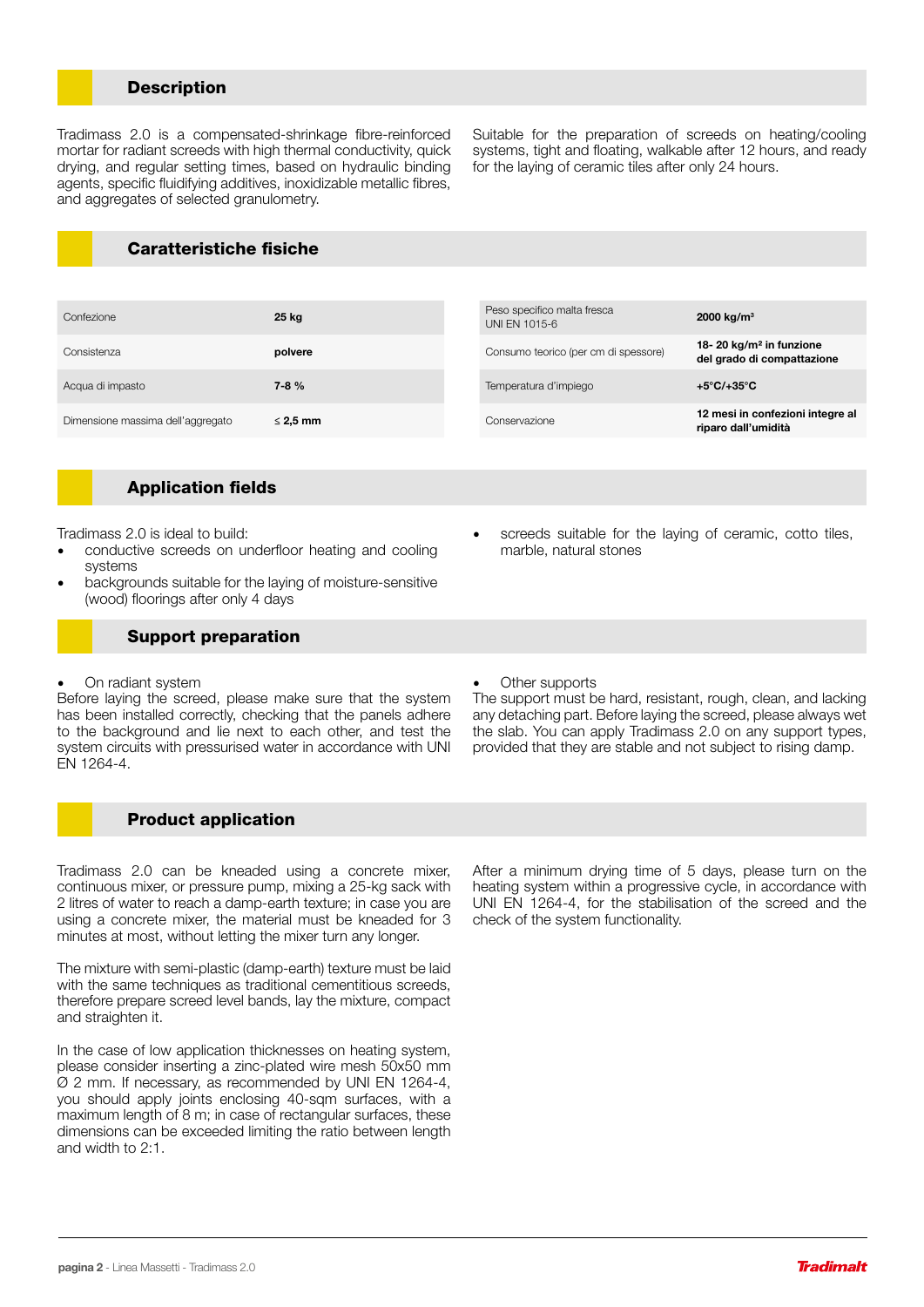## Description

Tradimass 2.0 is a compensated-shrinkage fibre-reinforced mortar for radiant screeds with high thermal conductivity, quick drying, and regular setting times, based on hydraulic binding agents, specific fluidifying additives, inoxidizable metallic fibres, and aggregates of selected granulometry.

Suitable for the preparation of screeds on heating/cooling systems, tight and floating, walkable after 12 hours, and ready for the laying of ceramic tiles after only 24 hours.

## Caratteristiche fisiche

| | | | |
|---|---|---|---|
| Confezione | **25 kg** | Peso specifico malta fresca UNI EN 1015-6 | **2000 kg/m³** |
| Consistenza | **polvere** | Consumo teorico (per cm di spessore) | **18- 20 kg/m² in funzione del grado di compattazione** |
| Acqua di impasto | **7-8 %** | Temperatura d'impiego | **+5°C/+35°C** |
| Dimensione massima dell'aggregato | **≤ 2,5 mm** | Conservazione | **12 mesi in confezioni integre al riparo dall'umidità** |

## Application fields

Tradimass 2.0 is ideal to build:

- conductive screeds on underfloor heating and cooling systems
- backgrounds suitable for the laying of moisture-sensitive (wood) floorings after only 4 days
- screeds suitable for the laying of ceramic, cotto tiles, marble, natural stones

## Support preparation

- On radiant system

Before laying the screed, please make sure that the system has been installed correctly, checking that the panels adhere to the background and lie next to each other, and test the system circuits with pressurised water in accordance with UNI EN 1264-4.

- Other supports

The support must be hard, resistant, rough, clean, and lacking any detaching part. Before laying the screed, please always wet the slab. You can apply Tradimass 2.0 on any support types, provided that they are stable and not subject to rising damp.

## Product application

Tradimass 2.0 can be kneaded using a concrete mixer, continuous mixer, or pressure pump, mixing a 25-kg sack with 2 litres of water to reach a damp-earth texture; in case you are using a concrete mixer, the material must be kneaded for 3 minutes at most, without letting the mixer turn any longer.

The mixture with semi-plastic (damp-earth) texture must be laid with the same techniques as traditional cementitious screeds, therefore prepare screed level bands, lay the mixture, compact and straighten it.

In the case of low application thicknesses on heating system, please consider inserting a zinc-plated wire mesh 50x50 mm Ø 2 mm. If necessary, as recommended by UNI EN 1264-4, you should apply joints enclosing 40-sqm surfaces, with a maximum length of 8 m; in case of rectangular surfaces, these dimensions can be exceeded limiting the ratio between length and width to 2:1.

After a minimum drying time of 5 days, please turn on the heating system within a progressive cycle, in accordance with UNI EN 1264-4, for the stabilisation of the screed and the check of the system functionality.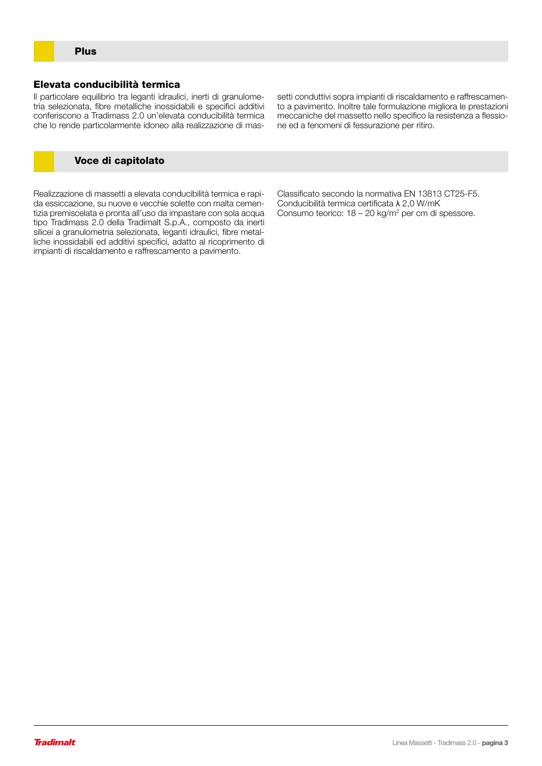## Plus

### Elevata conducibilità termica

Il particolare equilibrio tra leganti idraulici, inerti di granulometria selezionata, fibre metalliche inossidabili e specifici additivi conferiscono a Tradimass 2.0 un'elevata conducibilità termica che lo rende particolarmente idoneo alla realizzazione di massetti conduttivi sopra impianti di riscaldamento e raffrescamento a pavimento. Inoltre tale formulazione migliora le prestazioni meccaniche del massetto nello specifico la resistenza a flessione ed a fenomeni di fessurazione per ritiro.

## Voce di capitolato

Realizzazione di massetti a elevata conducibilità termica e rapida essiccazione, su nuove e vecchie solette con malta cementizia premiscelata e pronta all'uso da impastare con sola acqua tipo Tradimass 2.0 della Tradimalt S.p.A., composto da inerti silicei a granulometria selezionata, leganti idraulici, fibre metalliche inossidabili ed additivi specifici, adatto al ricoprimento di impianti di riscaldamento e raffrescamento a pavimento.

Classificato secondo la normativa EN 13813 CT25-F5.
Conducibilità termica certificata λ 2,0 W/mK
Consumo teorico: 18 – 20 kg/m$^2$ per cm di spessore.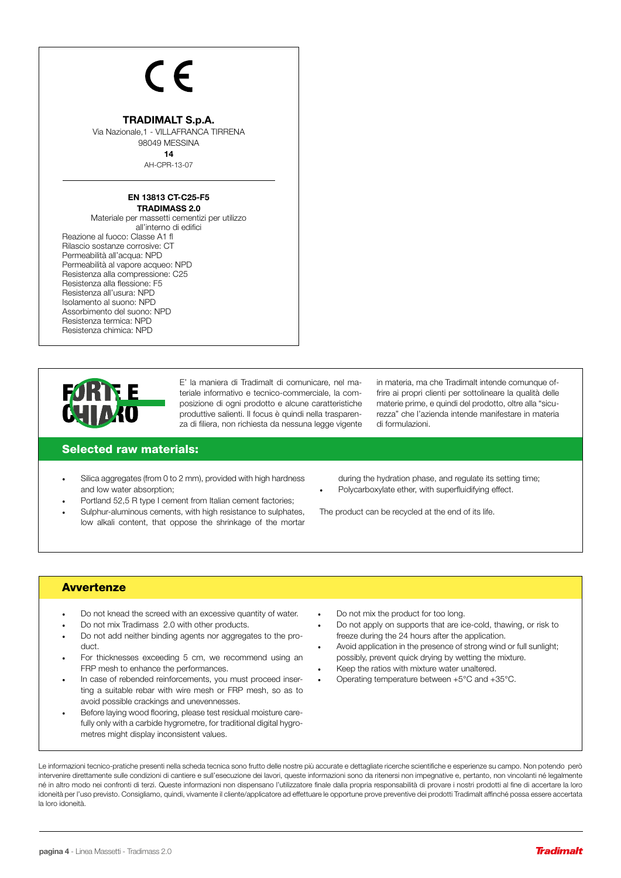CE

**TRADIMALT S.p.A.**
Via Nazionale,1 - VILLAFRANCA TIRRENA
98049 MESSINA
**14**
AH-CPR-13-07

---

**EN 13813 CT-C25-F5**
**TRADIMASS 2.0**
Materiale per massetti cementizi per utilizzo all'interno di edifici

Reazione al fuoco: Classe A1 fl
Rilascio sostanze corrosive: CT
Permeabilità all'acqua: NPD
Permeabilità al vapore acqueo: NPD
Resistenza alla compressione: C25
Resistenza alla flessione: F5
Resistenza all'usura: NPD
Isolamento al suono: NPD
Assorbimento del suono: NPD
Resistenza termica: NPD
Resistenza chimica: NPD

FORTE E CHIARO

E' la maniera di Tradimalt di comunicare, nel materiale informativo e tecnico-commerciale, la composizione di ogni prodotto e alcune caratteristiche produttive salienti. Il focus è quindi nella trasparenza di filiera, non richiesta da nessuna legge vigente in materia, ma che Tradimalt intende comunque offrire ai propri clienti per sottolineare la qualità delle materie prime, e quindi del prodotto, oltre alla "sicurezza" che l'azienda intende manifestare in materia di formulazioni.

## Selected raw materials:

- Silica aggregates (from 0 to 2 mm), provided with high hardness and low water absorption;
- Portland 52,5 R type I cement from Italian cement factories;
- Sulphur-aluminous cements, with high resistance to sulphates, low alkali content, that oppose the shrinkage of the mortar during the hydration phase, and regulate its setting time;
- Polycarboxylate ether, with superfluidifying effect.

The product can be recycled at the end of its life.

## Avvertenze

- Do not knead the screed with an excessive quantity of water.
- Do not mix Tradimass 2.0 with other products.
- Do not add neither binding agents nor aggregates to the product.
- For thicknesses exceeding 5 cm, we recommend using an FRP mesh to enhance the performances.
- In case of rebended reinforcements, you must proceed inserting a suitable rebar with wire mesh or FRP mesh, so as to avoid possible crackings and unevennesses.
- Before laying wood flooring, please test residual moisture carefully only with a carbide hygrometre, for traditional digital hygrometres might display inconsistent values.
- Do not mix the product for too long.
- Do not apply on supports that are ice-cold, thawing, or risk to freeze during the 24 hours after the application.
- Avoid application in the presence of strong wind or full sunlight; possibly, prevent quick drying by wetting the mixture.
- Keep the ratios with mixture water unaltered.
- Operating temperature between +5°C and +35°C.

Le informazioni tecnico-pratiche presenti nella scheda tecnica sono frutto delle nostre più accurate e dettagliate ricerche scientifiche e esperienze su campo. Non potendo però intervenire direttamente sulle condizioni di cantiere e sull'esecuzione dei lavori, queste informazioni sono da ritenersi non impegnative e, pertanto, non vincolanti né legalmente né in altro modo nei confronti di terzi. Queste informazioni non dispensano l'utilizzatore finale dalla propria responsabilità di provare i nostri prodotti al fine di accertare la loro idoneità per l'uso previsto. Consigliamo, quindi, vivamente il cliente/applicatore ad effettuare le opportune prove preventive dei prodotti Tradimalt affinché possa essere accertata la loro idoneità.